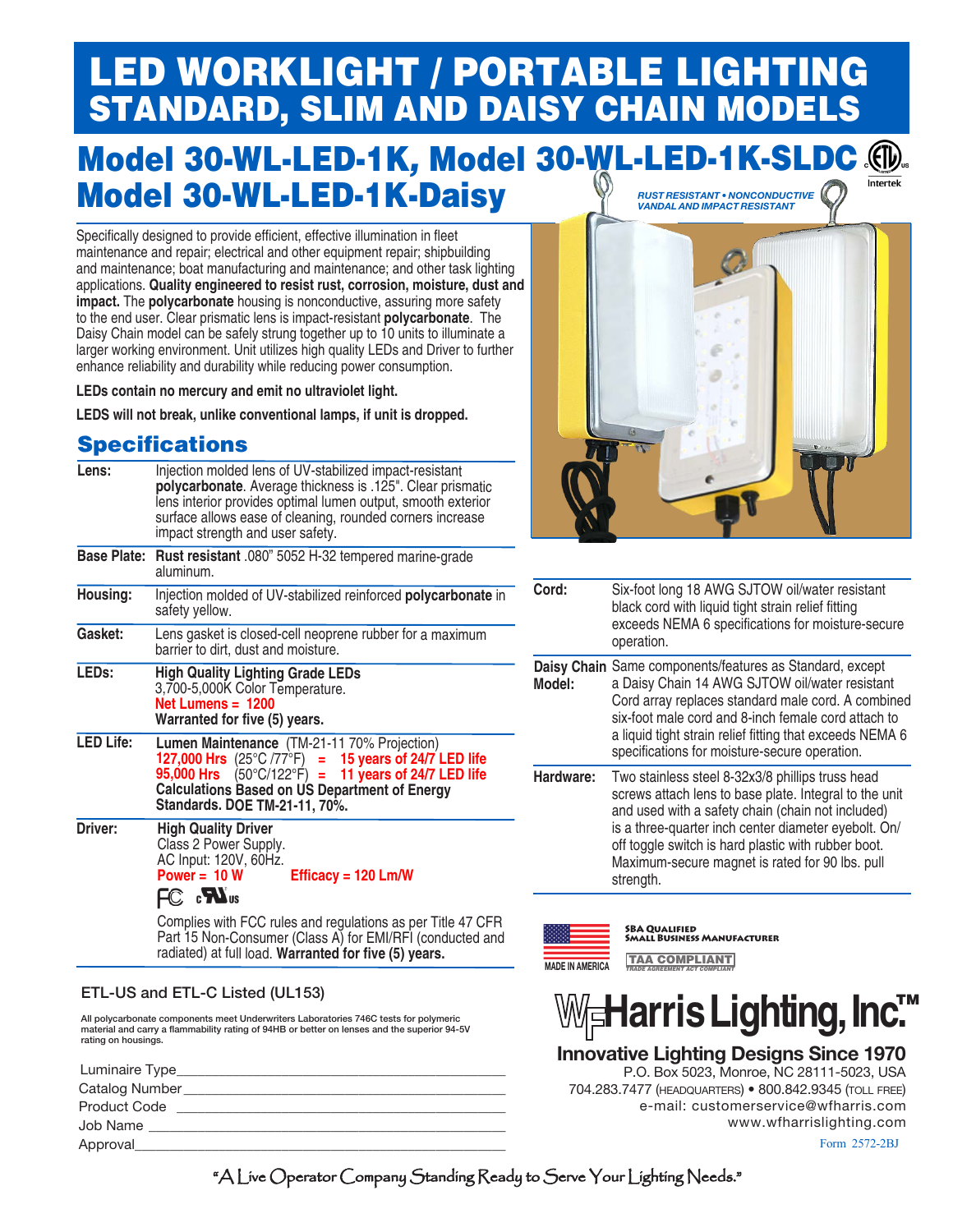# LED WORKLIGHT / PORTABLE LIGHTING
## STANDARD, SLIM AND DAISY CHAIN MODELS

# Model 30-WL-LED-1K, Model 30-WL-LED-1K-SLDC
# Model 30-WL-LED-1K-Daisy

*RUST RESISTANT • NONCONDUCTIVE*
*VANDAL AND IMPACT RESISTANT*

Specifically designed to provide efficient, effective illumination in fleet maintenance and repair; electrical and other equipment repair; shipbuilding and maintenance; boat manufacturing and maintenance; and other task lighting applications. **Quality engineered to resist rust, corrosion, moisture, dust and impact.** The **polycarbonate** housing is nonconductive, assuring more safety to the end user. Clear prismatic lens is impact-resistant **polycarbonate**. The Daisy Chain model can be safely strung together up to 10 units to illuminate a larger working environment. Unit utilizes high quality LEDs and Driver to further enhance reliability and durability while reducing power consumption.

**LEDs contain no mercury and emit no ultraviolet light.**

**LEDS will not break, unlike conventional lamps, if unit is dropped.**

## Specifications

| | |
|---|---|
| **Lens:** | Injection molded lens of UV-stabilized impact-resistant **polycarbonate**. Average thickness is .125". Clear prismatic lens interior provides optimal lumen output, smooth exterior surface allows ease of cleaning, rounded corners increase impact strength and user safety. |
| **Base Plate:** | **Rust resistant** .080" 5052 H-32 tempered marine-grade aluminum. |
| **Housing:** | Injection molded of UV-stabilized reinforced **polycarbonate** in safety yellow. |
| **Gasket:** | Lens gasket is closed-cell neoprene rubber for a maximum barrier to dirt, dust and moisture. |
| **LEDs:** | **High Quality Lighting Grade LEDs** 3,700-5,000K Color Temperature. **Net Lumens = 1200** **Warranted for five (5) years.** |
| **LED Life:** | **Lumen Maintenance** (TM-21-11 70% Projection) **127,000 Hrs** (25°C /77°F) = **15 years of 24/7 LED life** **95,000 Hrs** (50°C/122°F) = **11 years of 24/7 LED life** **Calculations Based on US Department of Energy Standards. DOE TM-21-11, 70%.** |
| **Driver:** | **High Quality Driver** Class 2 Power Supply. AC Input: 120V, 60Hz. **Power = 10 W** **Efficacy = 120 Lm/W** FC cULus Complies with FCC rules and regulations as per Title 47 CFR Part 15 Non-Consumer (Class A) for EMI/RFI (conducted and radiated) at full load. **Warranted for five (5) years.** |
| **Cord:** | Six-foot long 18 AWG SJTOW oil/water resistant black cord with liquid tight strain relief fitting exceeds NEMA 6 specifications for moisture-secure operation. |
| **Daisy Chain Model:** | Same components/features as Standard, except a Daisy Chain 14 AWG SJTOW oil/water resistant Cord array replaces standard male cord. A combined six-foot male cord and 8-inch female cord attach to a liquid tight strain relief fitting that exceeds NEMA 6 specifications for moisture-secure operation. |
| **Hardware:** | Two stainless steel 8-32x3/8 phillips truss head screws attach lens to base plate. Integral to the unit and used with a safety chain (chain not included) is a three-quarter inch center diameter eyebolt. On/off toggle switch is hard plastic with rubber boot. Maximum-secure magnet is rated for 90 lbs. pull strength. |

ETL-US and ETL-C Listed (UL153)

All polycarbonate components meet Underwriters Laboratories 746C tests for polymeric material and carry a flammability rating of 94HB or better on lenses and the superior 94-5V rating on housings.

Luminaire Type\_\_\_\_\_\_\_\_\_\_\_\_\_\_\_\_\_\_\_\_\_\_\_\_\_\_\_\_\_\_\_\_\_\_
Catalog Number\_\_\_\_\_\_\_\_\_\_\_\_\_\_\_\_\_\_\_\_\_\_\_\_\_\_\_\_\_\_\_\_
Product Code \_\_\_\_\_\_\_\_\_\_\_\_\_\_\_\_\_\_\_\_\_\_\_\_\_\_\_\_\_\_\_\_\_
Job Name \_\_\_\_\_\_\_\_\_\_\_\_\_\_\_\_\_\_\_\_\_\_\_\_\_\_\_\_\_\_\_\_\_\_\_\_
Approval\_\_\_\_\_\_\_\_\_\_\_\_\_\_\_\_\_\_\_\_\_\_\_\_\_\_\_\_\_\_\_\_\_\_\_\_\_

MADE IN AMERICA

SBA QUALIFIED SMALL BUSINESS MANUFACTURER

TAA COMPLIANT — TRADE AGREEMENT ACT COMPLIANT

**WF Harris Lighting, Inc.™**

**Innovative Lighting Designs Since 1970**

P.O. Box 5023, Monroe, NC 28111-5023, USA
704.283.7477 (HEADQUARTERS) • 800.842.9345 (TOLL FREE)
e-mail: customerservice@wfharris.com
www.wfharrislighting.com

Form 2572-2BJ

"A Live Operator Company Standing Ready to Serve Your Lighting Needs."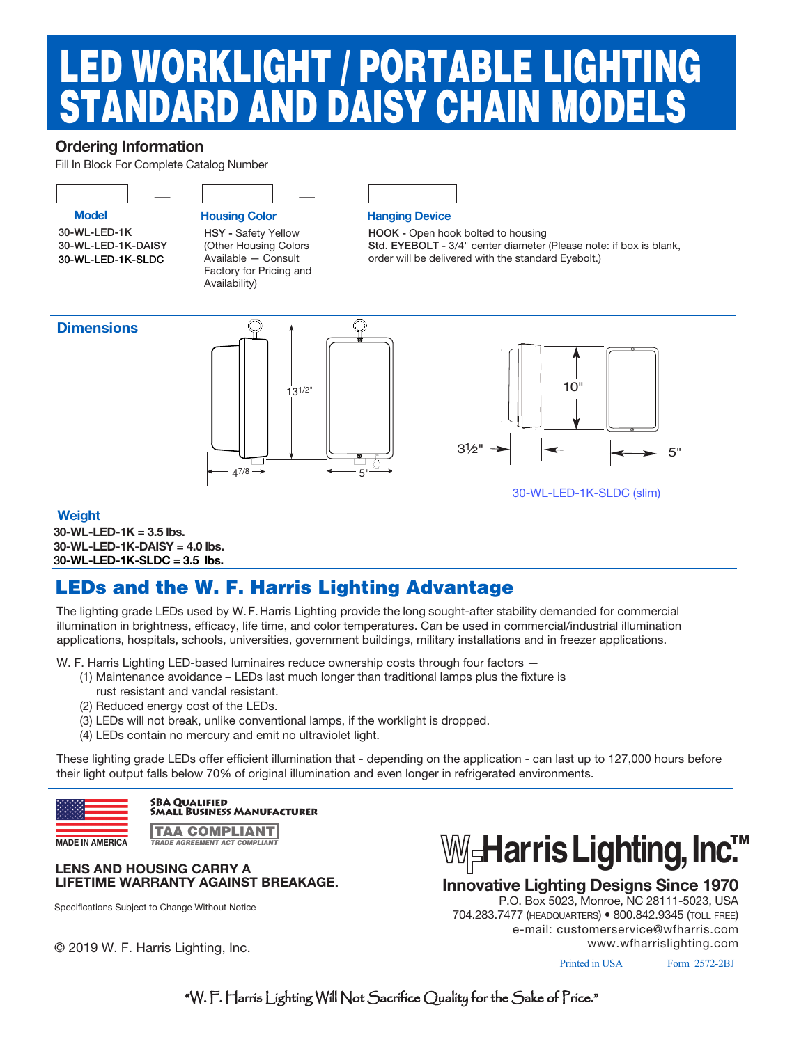# LED WORKLIGHT / PORTABLE LIGHTING STANDARD AND DAISY CHAIN MODELS

## Ordering Information

Fill In Block For Complete Catalog Number

[ ] — [ ] — [ ]

**Model**

30-WL-LED-1K
30-WL-LED-1K-DAISY
30-WL-LED-1K-SLDC

**Housing Color**

**HSY -** Safety Yellow
(Other Housing Colors Available — Consult Factory for Pricing and Availability)

**Hanging Device**

**HOOK -** Open hook bolted to housing
**Std. EYEBOLT -** 3/4" center diameter (Please note: if box is blank, order will be delivered with the standard Eyebolt.)

## Dimensions

13 1/2"
4 7/8
5"

10"
3½"
5"

30-WL-LED-1K-SLDC (slim)

## Weight

**30-WL-LED-1K = 3.5 lbs.**
**30-WL-LED-1K-DAISY = 4.0 lbs.**
**30-WL-LED-1K-SLDC = 3.5 lbs.**

## LEDs and the W. F. Harris Lighting Advantage

The lighting grade LEDs used by W. F. Harris Lighting provide the long sought-after stability demanded for commercial illumination in brightness, efficacy, life time, and color temperatures. Can be used in commercial/industrial illumination applications, hospitals, schools, universities, government buildings, military installations and in freezer applications.

W. F. Harris Lighting LED-based luminaires reduce ownership costs through four factors —

(1) Maintenance avoidance – LEDs last much longer than traditional lamps plus the fixture is rust resistant and vandal resistant.
(2) Reduced energy cost of the LEDs.
(3) LEDs will not break, unlike conventional lamps, if the worklight is dropped.
(4) LEDs contain no mercury and emit no ultraviolet light.

These lighting grade LEDs offer efficient illumination that - depending on the application - can last up to 127,000 hours before their light output falls below 70% of original illumination and even longer in refrigerated environments.

MADE IN AMERICA

SBA QUALIFIED SMALL BUSINESS MANUFACTURER

TAA COMPLIANT
TRADE AGREEMENT ACT COMPLIANT

**LENS AND HOUSING CARRY A LIFETIME WARRANTY AGAINST BREAKAGE.**

Specifications Subject to Change Without Notice

© 2019 W. F. Harris Lighting, Inc.

**WF Harris Lighting, Inc.™**

**Innovative Lighting Designs Since 1970**
P.O. Box 5023, Monroe, NC 28111-5023, USA
704.283.7477 (HEADQUARTERS) • 800.842.9345 (TOLL FREE)
e-mail: customerservice@wfharris.com
www.wfharrislighting.com

Printed in USA Form 2572-2BJ

"W. F. Harris Lighting Will Not Sacrifice Quality for the Sake of Price."